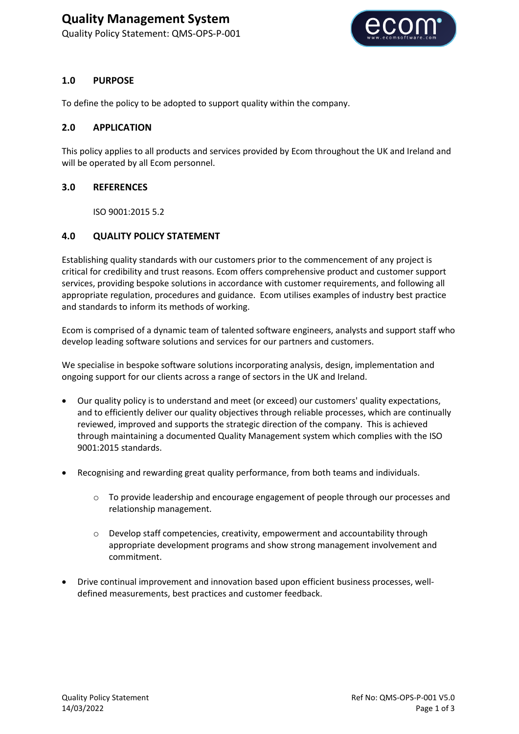# Quality Management System

Quality Policy Statement: QMS-OPS-P-001

## 1.0 PURPOSE

To define the policy to be adopted to support quality within the company.

## 2.0 APPLICATION

This policy applies to all products and services provided by Ecom throughout the UK and Ireland and will be operated by all Ecom personnel.

## 3.0 REFERENCES

ISO 9001:2015 5.2

## 4.0 QUALITY POLICY STATEMENT

Establishing quality standards with our customers prior to the commencement of any project is critical for credibility and trust reasons. Ecom offers comprehensive product and customer support services, providing bespoke solutions in accordance with customer requirements, and following all appropriate regulation, procedures and guidance. Ecom utilises examples of industry best practice and standards to inform its methods of working.

Ecom is comprised of a dynamic team of talented software engineers, analysts and support staff who develop leading software solutions and services for our partners and customers.

We specialise in bespoke software solutions incorporating analysis, design, implementation and ongoing support for our clients across a range of sectors in the UK and Ireland.

- Our quality policy is to understand and meet (or exceed) our customers' quality expectations, and to efficiently deliver our quality objectives through reliable processes, which are continually reviewed, improved and supports the strategic direction of the company. This is achieved through maintaining a documented Quality Management system which complies with the ISO 9001:2015 standards.
- Recognising and rewarding great quality performance, from both teams and individuals.
  - To provide leadership and encourage engagement of people through our processes and relationship management.
  - Develop staff competencies, creativity, empowerment and accountability through appropriate development programs and show strong management involvement and commitment.
- Drive continual improvement and innovation based upon efficient business processes, well-defined measurements, best practices and customer feedback.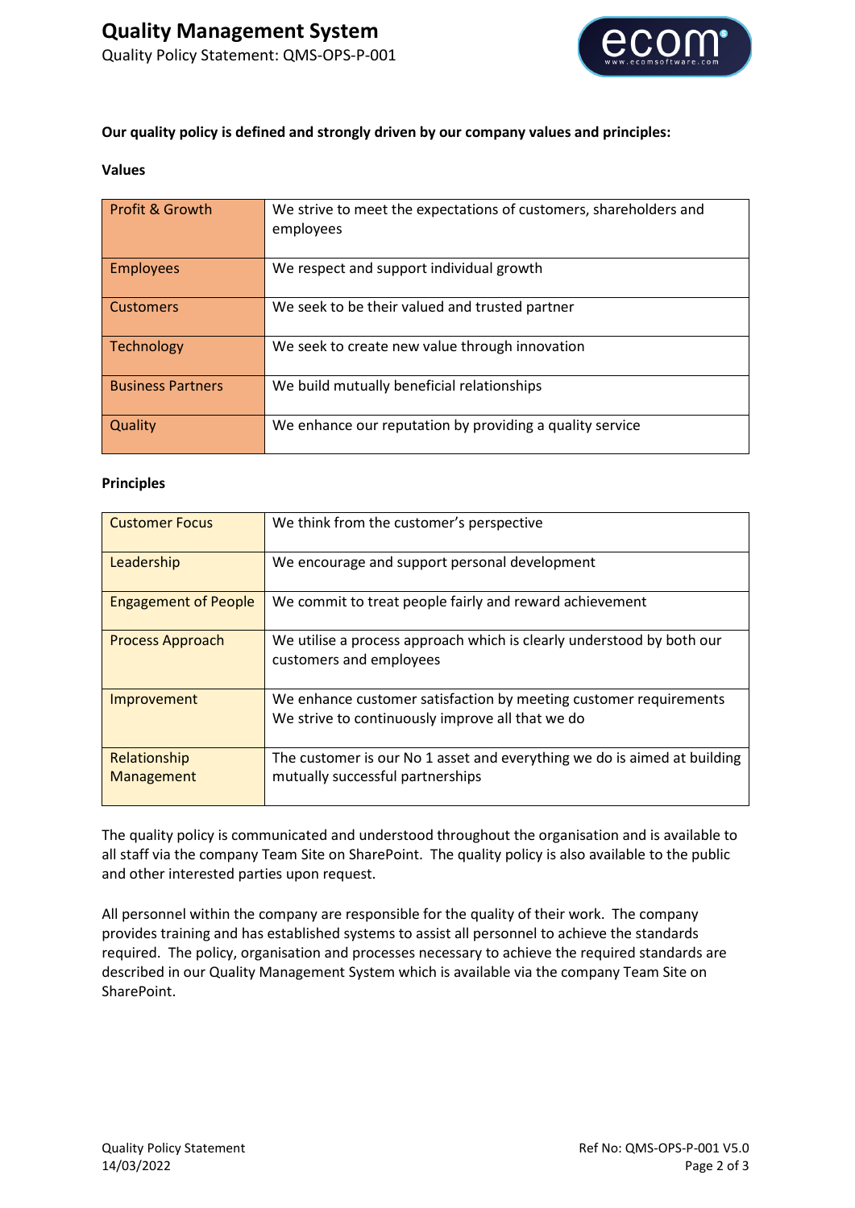**Our quality policy is defined and strongly driven by our company values and principles:**

**Values**

| | |
|---|---|
| Profit & Growth | We strive to meet the expectations of customers, shareholders and employees |
| Employees | We respect and support individual growth |
| Customers | We seek to be their valued and trusted partner |
| Technology | We seek to create new value through innovation |
| Business Partners | We build mutually beneficial relationships |
| Quality | We enhance our reputation by providing a quality service |

**Principles**

| | |
|---|---|
| Customer Focus | We think from the customer's perspective |
| Leadership | We encourage and support personal development |
| Engagement of People | We commit to treat people fairly and reward achievement |
| Process Approach | We utilise a process approach which is clearly understood by both our customers and employees |
| Improvement | We enhance customer satisfaction by meeting customer requirements<br>We strive to continuously improve all that we do |
| Relationship Management | The customer is our No 1 asset and everything we do is aimed at building mutually successful partnerships |

The quality policy is communicated and understood throughout the organisation and is available to all staff via the company Team Site on SharePoint. The quality policy is also available to the public and other interested parties upon request.

All personnel within the company are responsible for the quality of their work. The company provides training and has established systems to assist all personnel to achieve the standards required. The policy, organisation and processes necessary to achieve the required standards are described in our Quality Management System which is available via the company Team Site on SharePoint.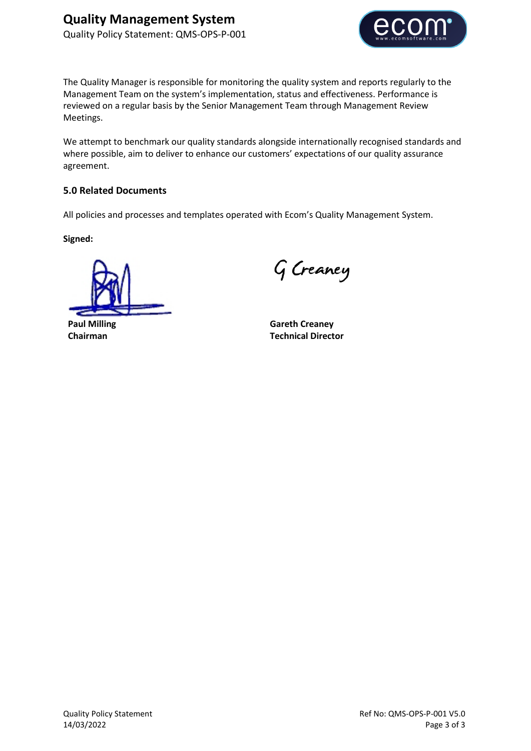The Quality Manager is responsible for monitoring the quality system and reports regularly to the Management Team on the system's implementation, status and effectiveness. Performance is reviewed on a regular basis by the Senior Management Team through Management Review Meetings.

We attempt to benchmark our quality standards alongside internationally recognised standards and where possible, aim to deliver to enhance our customers' expectations of our quality assurance agreement.

## 5.0 Related Documents

All policies and processes and templates operated with Ecom's Quality Management System.

**Signed:**

G Creaney

**Paul Milling**
**Chairman**

**Gareth Creaney**
**Technical Director**